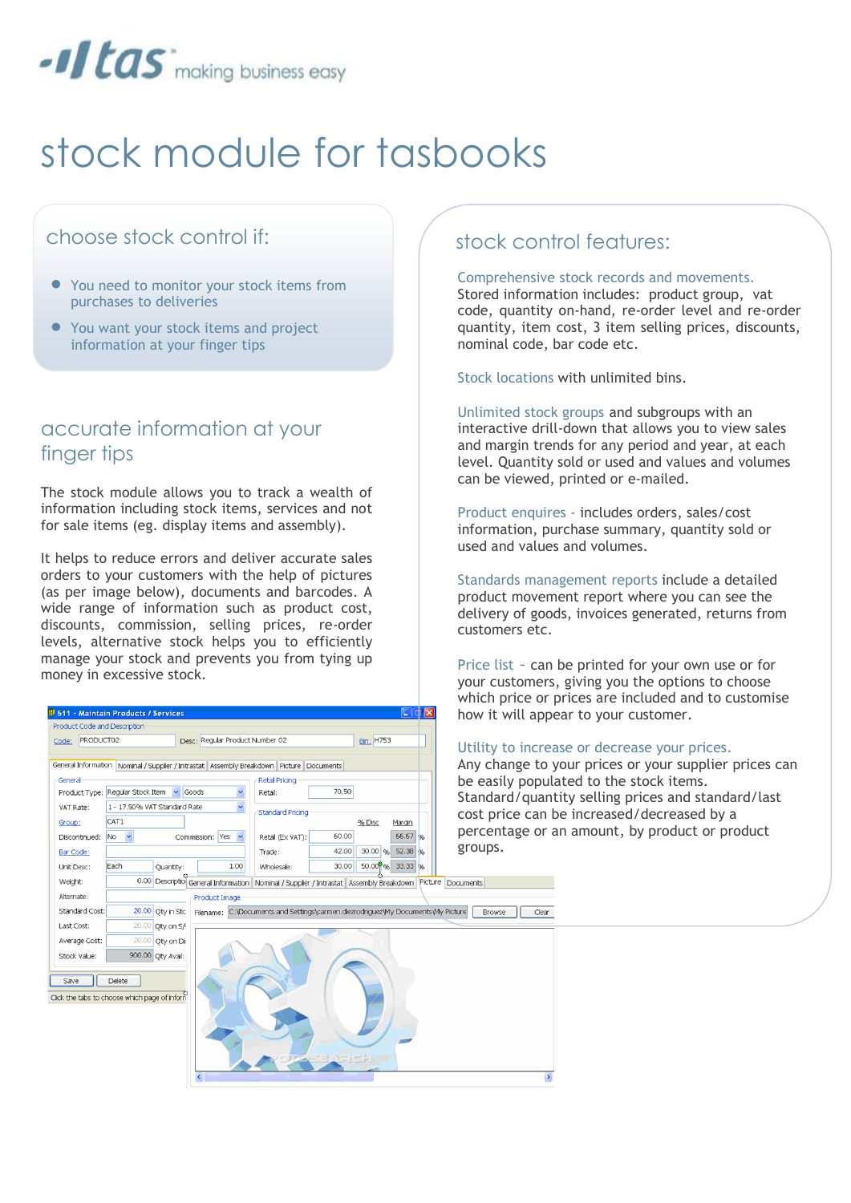tas making business easy

# stock module for tasbooks

## choose stock control if:

- You need to monitor your stock items from purchases to deliveries
- You want your stock items and project information at your finger tips

## accurate information at your finger tips

The stock module allows you to track a wealth of information including stock items, services and not for sale items (eg. display items and assembly).

It helps to reduce errors and deliver accurate sales orders to your customers with the help of pictures (as per image below), documents and barcodes. A wide range of information such as product cost, discounts, commission, selling prices, re-order levels, alternative stock helps you to efficiently manage your stock and prevents you from tying up money in excessive stock.

## stock control features:

**Comprehensive stock records and movements.** Stored information includes: product group, vat code, quantity on-hand, re-order level and re-order quantity, item cost, 3 item selling prices, discounts, nominal code, bar code etc.

**Stock locations** with unlimited bins.

**Unlimited stock groups** and subgroups with an interactive drill-down that allows you to view sales and margin trends for any period and year, at each level. Quantity sold or used and values and volumes can be viewed, printed or e-mailed.

**Product enquires** - includes orders, sales/cost information, purchase summary, quantity sold or used and values and volumes.

**Standards management reports** include a detailed product movement report where you can see the delivery of goods, invoices generated, returns from customers etc.

**Price list** – can be printed for your own use or for your customers, giving you the options to choose which price or prices are included and to customise how it will appear to your customer.

**Utility to increase or decrease your prices.** Any change to your prices or your supplier prices can be easily populated to the stock items. Standard/quantity selling prices and standard/last cost price can be increased/decreased by a percentage or an amount, by product or product groups.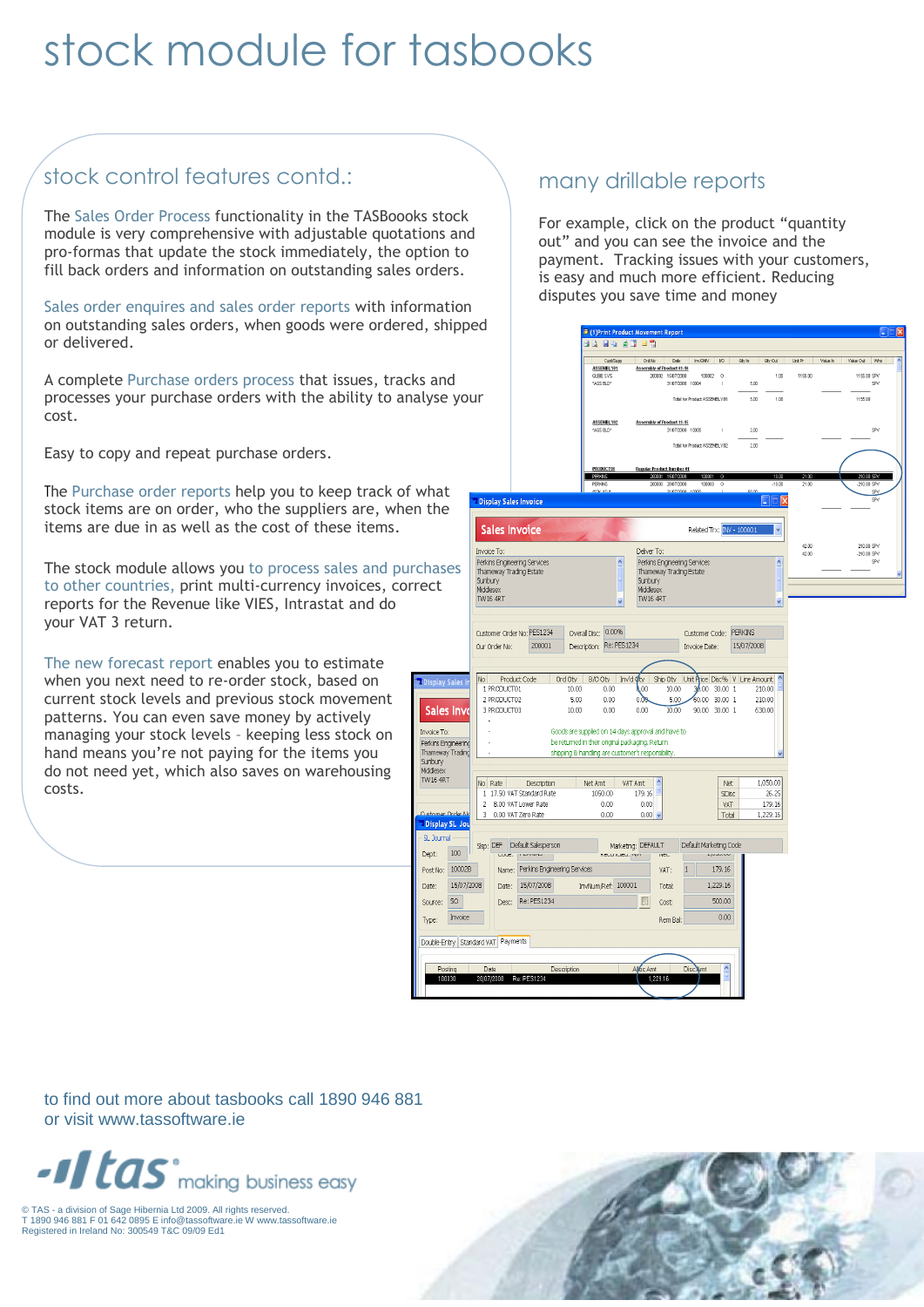# stock module for tasbooks

## stock control features contd.:

The Sales Order Process functionality in the TASBoooks stock module is very comprehensive with adjustable quotations and pro-formas that update the stock immediately, the option to fill back orders and information on outstanding sales orders.

Sales order enquires and sales order reports with information on outstanding sales orders, when goods were ordered, shipped or delivered.

A complete Purchase orders process that issues, tracks and processes your purchase orders with the ability to analyse your cost.

Easy to copy and repeat purchase orders.

The Purchase order reports help you to keep track of what stock items are on order, who the suppliers are, when the items are due in as well as the cost of these items.

The stock module allows you to process sales and purchases to other countries, print multi-currency invoices, correct reports for the Revenue like VIES, Intrastat and do your VAT 3 return.

The new forecast report enables you to estimate when you next need to re-order stock, based on current stock levels and previous stock movement patterns. You can even save money by actively managing your stock levels – keeping less stock on hand means you're not paying for the items you do not need yet, which also saves on warehousing costs.

## many drillable reports

For example, click on the product "quantity out" and you can see the invoice and the payment. Tracking issues with your customers, is easy and much more efficient. Reducing disputes you save time and money

to find out more about tasbooks call 1890 946 881
or visit www.tassoftware.ie

tas making business easy

© TAS - a division of Sage Hibernia Ltd 2009. All rights reserved.
T 1890 946 881 F 01 642 0895 E info@tassoftware.ie W www.tassoftware.ie
Registered in Ireland No: 300549 T&C 09/09 Ed1